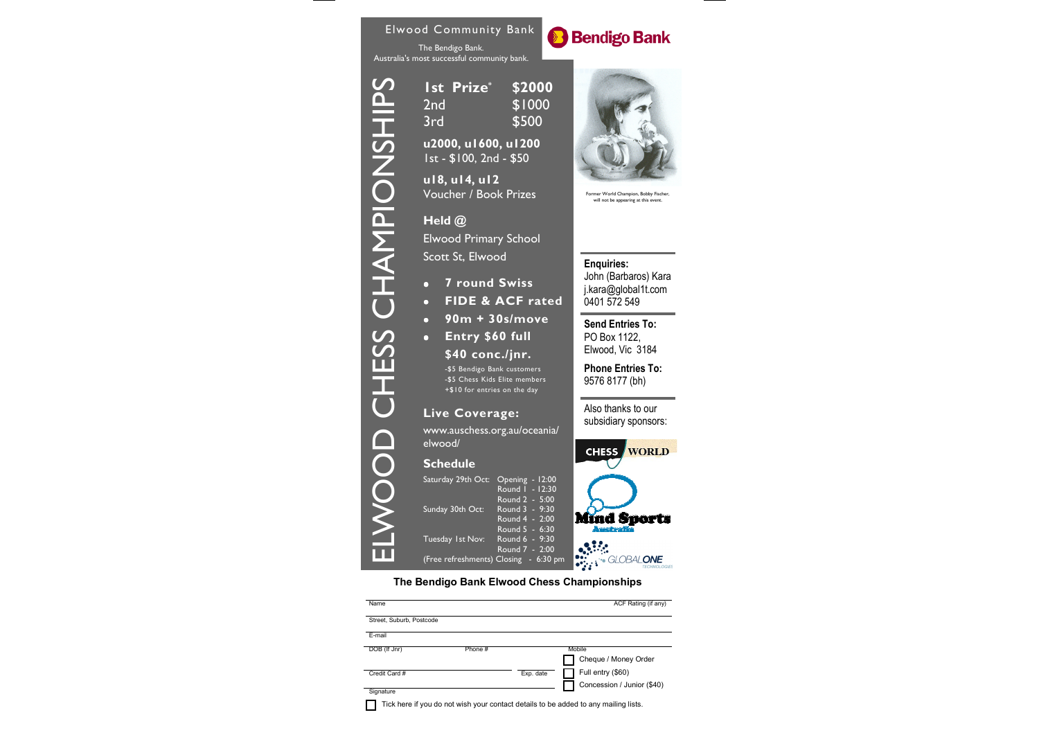Elwood Community Bank

The Bendigo Bank.
Australia's most successful community bank.

Bendigo Bank

# ELWOOD CHESS CHAMPIONSHIPS

**1st Prize*** **$2000**
2nd $1000
3rd $500

**u2000, u1600, u1200**
1st - $100, 2nd - $50

**u18, u14, u12**
Voucher / Book Prizes

**Held @**
Elwood Primary School
Scott St, Elwood

- **7 round Swiss**
- **FIDE & ACF rated**
- **90m + 30s/move**
- **Entry $60 full**
  **$40 conc./jnr.**
  -$5 Bendigo Bank customers
  -$5 Chess Kids Elite members
  +$10 for entries on the day

**Live Coverage:**
www.auschess.org.au/oceania/elwood/

**Schedule**

| | | |
|---|---|---|
| Saturday 29th Oct: | Opening | 12:00 |
| | Round 1 | 12:30 |
| | Round 2 | 5:00 |
| Sunday 30th Oct: | Round 3 | 9:30 |
| | Round 4 | 2:00 |
| | Round 5 | 6:30 |
| Tuesday 1st Nov: | Round 6 | 9:30 |
| | Round 7 | 2:00 |
| (Free refreshments) | Closing | 6:30 pm |

Former World Champion, Bobby Fischer, will not be appearing at this event.

**Enquiries:**
John (Barbaros) Kara
j.kara@global1t.com
0401 572 549

**Send Entries To:**
PO Box 1122,
Elwood, Vic 3184

**Phone Entries To:**
9576 8177 (bh)

Also thanks to our subsidiary sponsors:

CHESS WORLD

Mind Sports Australia

GLOBALONE TECHNOLOGIES

## The Bendigo Bank Elwood Chess Championships

Name ____________________ ACF Rating (if any) ________

Street, Suburb, Postcode ____________________

E-mail ____________________

DOB (If Jnr) ________ Phone # ________ Mobile ________

Credit Card # ____________________ Exp. date ________

Signature ____________________

☐ Cheque / Money Order

☐ Full entry ($60)

☐ Concession / Junior ($40)

☐ Tick here if you do not wish your contact details to be added to any mailing lists.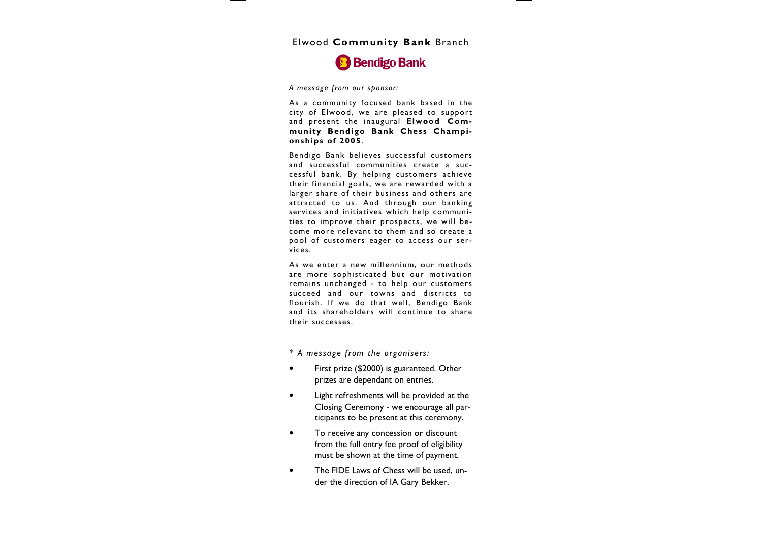Elwood **Community Bank** Branch

**Bendigo Bank**

*A message from our sponsor:*

As a community focused bank based in the city of Elwood, we are pleased to support and present the inaugural **Elwood Community Bendigo Bank Chess Championships of 2005**.

Bendigo Bank believes successful customers and successful communities create a successful bank. By helping customers achieve their financial goals, we are rewarded with a larger share of their business and others are attracted to us. And through our banking services and initiatives which help communities to improve their prospects, we will become more relevant to them and so create a pool of customers eager to access our services.

As we enter a new millennium, our methods are more sophisticated but our motivation remains unchanged - to help our customers succeed and our towns and districts to flourish. If we do that well, Bendigo Bank and its shareholders will continue to share their successes.

\* *A message from the organisers:*

- First prize ($2000) is guaranteed. Other prizes are dependant on entries.
- Light refreshments will be provided at the Closing Ceremony - we encourage all participants to be present at this ceremony.
- To receive any concession or discount from the full entry fee proof of eligibility must be shown at the time of payment.
- The FIDE Laws of Chess will be used, under the direction of IA Gary Bekker.